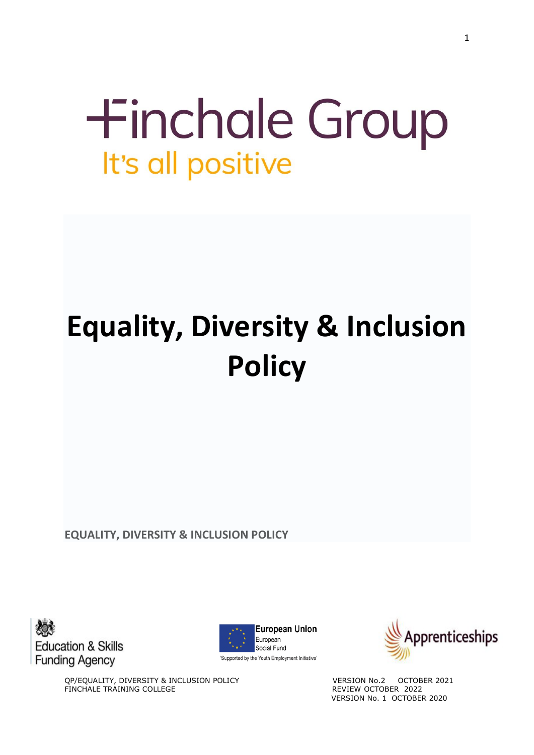Finchale Group

It's all positive

# Equality, Diversity & Inclusion Policy

**EQUALITY, DIVERSITY & INCLUSION POLICY**

Education & Skills Funding Agency

European Union
European Social Fund
'Supported by the Youth Employment Initiative'

Apprenticeships

QP/EQUALITY, DIVERSITY & INCLUSION POLICY
FINCHALE TRAINING COLLEGE

VERSION No.2 OCTOBER 2021
REVIEW OCTOBER 2022
VERSION No. 1 OCTOBER 2020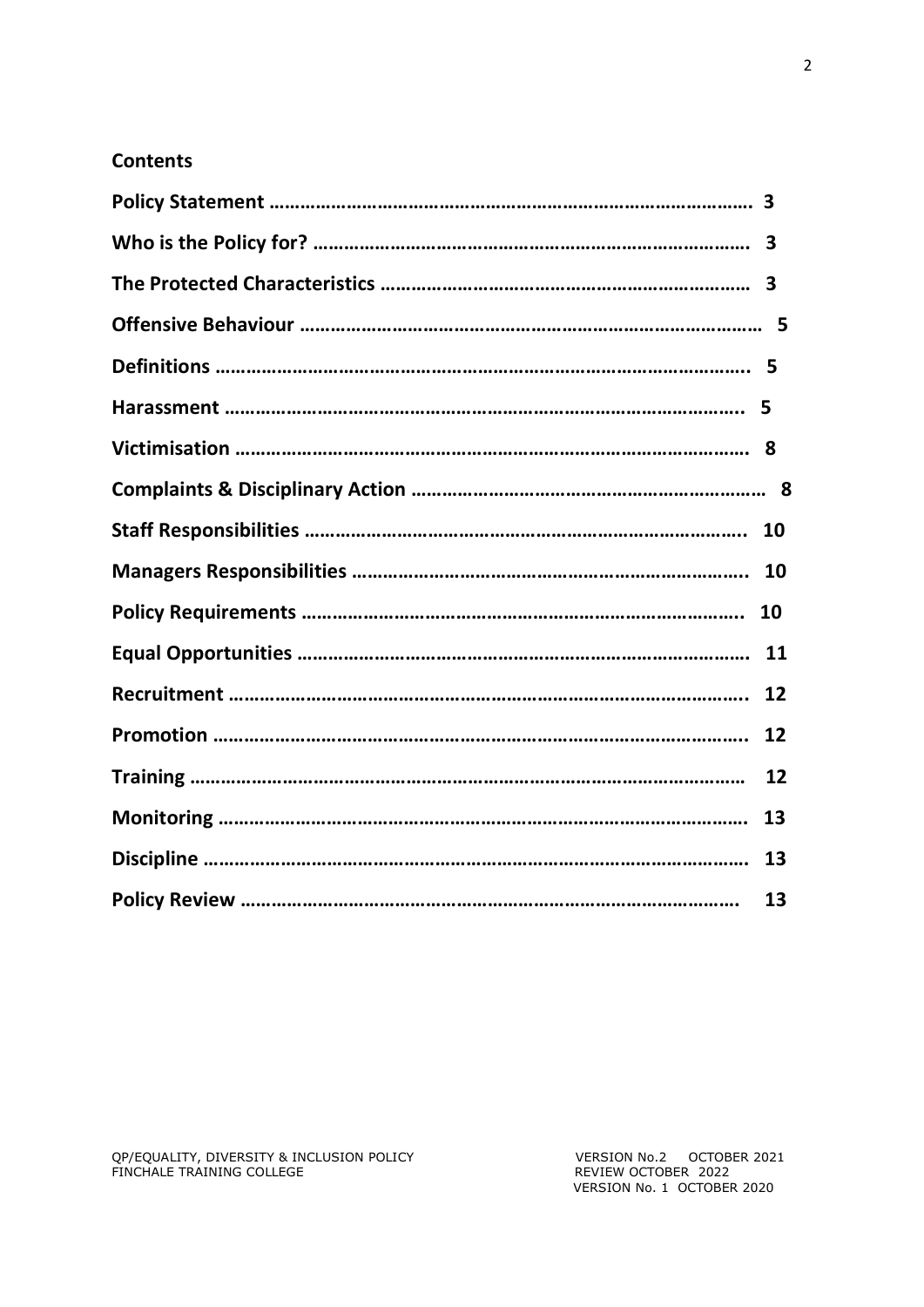## Contents

| | |
|---|---|
| **Policy Statement** | **3** |
| **Who is the Policy for?** | **3** |
| **The Protected Characteristics** | **3** |
| **Offensive Behaviour** | **5** |
| **Definitions** | **5** |
| **Harassment** | **5** |
| **Victimisation** | **8** |
| **Complaints & Disciplinary Action** | **8** |
| **Staff Responsibilities** | **10** |
| **Managers Responsibilities** | **10** |
| **Policy Requirements** | **10** |
| **Equal Opportunities** | **11** |
| **Recruitment** | **12** |
| **Promotion** | **12** |
| **Training** | **12** |
| **Monitoring** | **13** |
| **Discipline** | **13** |
| **Policy Review** | **13** |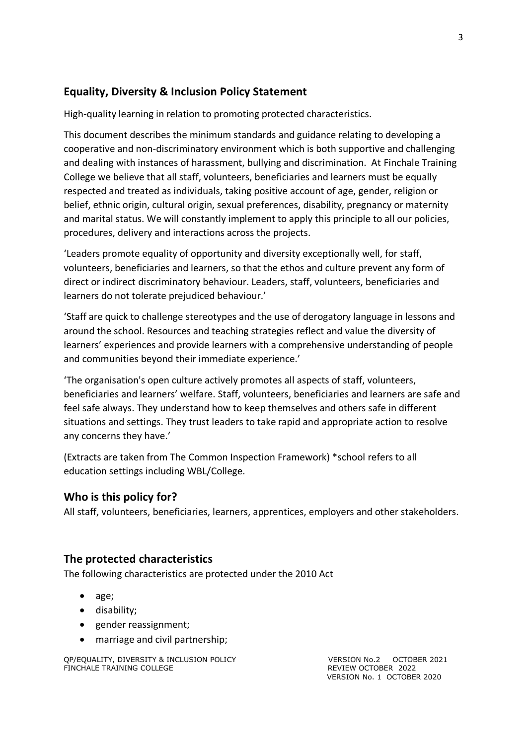## Equality, Diversity & Inclusion Policy Statement

High-quality learning in relation to promoting protected characteristics.

This document describes the minimum standards and guidance relating to developing a cooperative and non-discriminatory environment which is both supportive and challenging and dealing with instances of harassment, bullying and discrimination. At Finchale Training College we believe that all staff, volunteers, beneficiaries and learners must be equally respected and treated as individuals, taking positive account of age, gender, religion or belief, ethnic origin, cultural origin, sexual preferences, disability, pregnancy or maternity and marital status. We will constantly implement to apply this principle to all our policies, procedures, delivery and interactions across the projects.

'Leaders promote equality of opportunity and diversity exceptionally well, for staff, volunteers, beneficiaries and learners, so that the ethos and culture prevent any form of direct or indirect discriminatory behaviour. Leaders, staff, volunteers, beneficiaries and learners do not tolerate prejudiced behaviour.'

'Staff are quick to challenge stereotypes and the use of derogatory language in lessons and around the school. Resources and teaching strategies reflect and value the diversity of learners' experiences and provide learners with a comprehensive understanding of people and communities beyond their immediate experience.'

'The organisation's open culture actively promotes all aspects of staff, volunteers, beneficiaries and learners' welfare. Staff, volunteers, beneficiaries and learners are safe and feel safe always. They understand how to keep themselves and others safe in different situations and settings. They trust leaders to take rapid and appropriate action to resolve any concerns they have.'

(Extracts are taken from The Common Inspection Framework) *school refers to all education settings including WBL/College.

## Who is this policy for?

All staff, volunteers, beneficiaries, learners, apprentices, employers and other stakeholders.

## The protected characteristics

The following characteristics are protected under the 2010 Act

- age;
- disability;
- gender reassignment;
- marriage and civil partnership;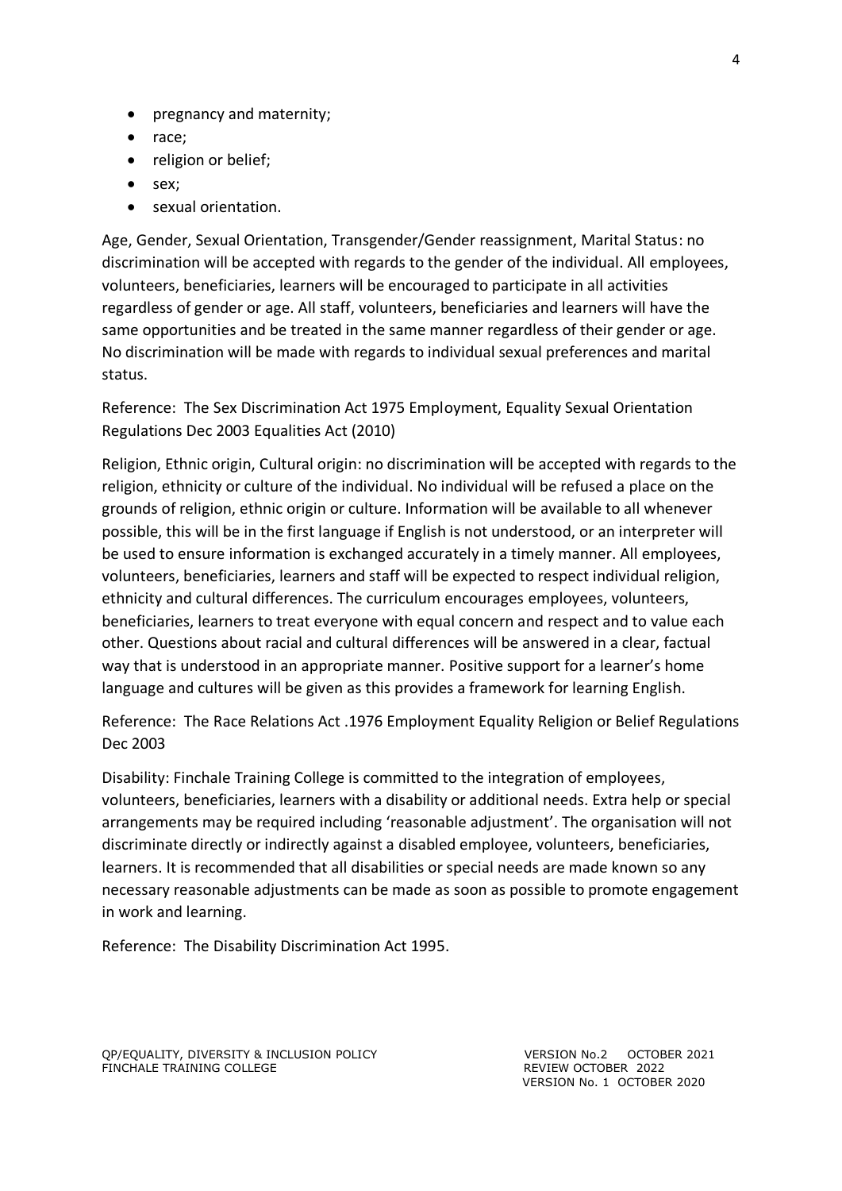- pregnancy and maternity;
- race;
- religion or belief;
- sex;
- sexual orientation.

Age, Gender, Sexual Orientation, Transgender/Gender reassignment, Marital Status: no discrimination will be accepted with regards to the gender of the individual. All employees, volunteers, beneficiaries, learners will be encouraged to participate in all activities regardless of gender or age. All staff, volunteers, beneficiaries and learners will have the same opportunities and be treated in the same manner regardless of their gender or age. No discrimination will be made with regards to individual sexual preferences and marital status.

Reference: The Sex Discrimination Act 1975 Employment, Equality Sexual Orientation Regulations Dec 2003 Equalities Act (2010)

Religion, Ethnic origin, Cultural origin: no discrimination will be accepted with regards to the religion, ethnicity or culture of the individual. No individual will be refused a place on the grounds of religion, ethnic origin or culture. Information will be available to all whenever possible, this will be in the first language if English is not understood, or an interpreter will be used to ensure information is exchanged accurately in a timely manner. All employees, volunteers, beneficiaries, learners and staff will be expected to respect individual religion, ethnicity and cultural differences. The curriculum encourages employees, volunteers, beneficiaries, learners to treat everyone with equal concern and respect and to value each other. Questions about racial and cultural differences will be answered in a clear, factual way that is understood in an appropriate manner. Positive support for a learner's home language and cultures will be given as this provides a framework for learning English.

Reference: The Race Relations Act .1976 Employment Equality Religion or Belief Regulations Dec 2003

Disability: Finchale Training College is committed to the integration of employees, volunteers, beneficiaries, learners with a disability or additional needs. Extra help or special arrangements may be required including 'reasonable adjustment'. The organisation will not discriminate directly or indirectly against a disabled employee, volunteers, beneficiaries, learners. It is recommended that all disabilities or special needs are made known so any necessary reasonable adjustments can be made as soon as possible to promote engagement in work and learning.

Reference: The Disability Discrimination Act 1995.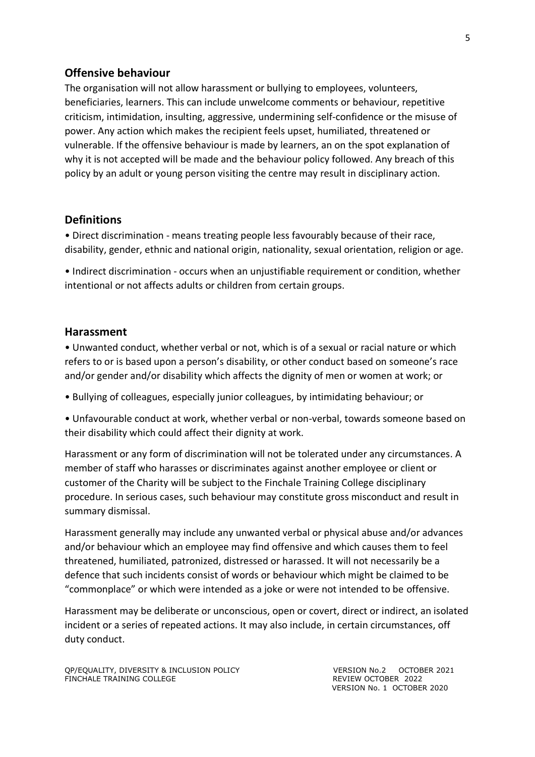## Offensive behaviour

The organisation will not allow harassment or bullying to employees, volunteers, beneficiaries, learners. This can include unwelcome comments or behaviour, repetitive criticism, intimidation, insulting, aggressive, undermining self-confidence or the misuse of power. Any action which makes the recipient feels upset, humiliated, threatened or vulnerable. If the offensive behaviour is made by learners, an on the spot explanation of why it is not accepted will be made and the behaviour policy followed. Any breach of this policy by an adult or young person visiting the centre may result in disciplinary action.

## Definitions

• Direct discrimination - means treating people less favourably because of their race, disability, gender, ethnic and national origin, nationality, sexual orientation, religion or age.

• Indirect discrimination - occurs when an unjustifiable requirement or condition, whether intentional or not affects adults or children from certain groups.

## Harassment

• Unwanted conduct, whether verbal or not, which is of a sexual or racial nature or which refers to or is based upon a person's disability, or other conduct based on someone's race and/or gender and/or disability which affects the dignity of men or women at work; or

• Bullying of colleagues, especially junior colleagues, by intimidating behaviour; or

• Unfavourable conduct at work, whether verbal or non-verbal, towards someone based on their disability which could affect their dignity at work.

Harassment or any form of discrimination will not be tolerated under any circumstances. A member of staff who harasses or discriminates against another employee or client or customer of the Charity will be subject to the Finchale Training College disciplinary procedure. In serious cases, such behaviour may constitute gross misconduct and result in summary dismissal.

Harassment generally may include any unwanted verbal or physical abuse and/or advances and/or behaviour which an employee may find offensive and which causes them to feel threatened, humiliated, patronized, distressed or harassed. It will not necessarily be a defence that such incidents consist of words or behaviour which might be claimed to be "commonplace" or which were intended as a joke or were not intended to be offensive.

Harassment may be deliberate or unconscious, open or covert, direct or indirect, an isolated incident or a series of repeated actions. It may also include, in certain circumstances, off duty conduct.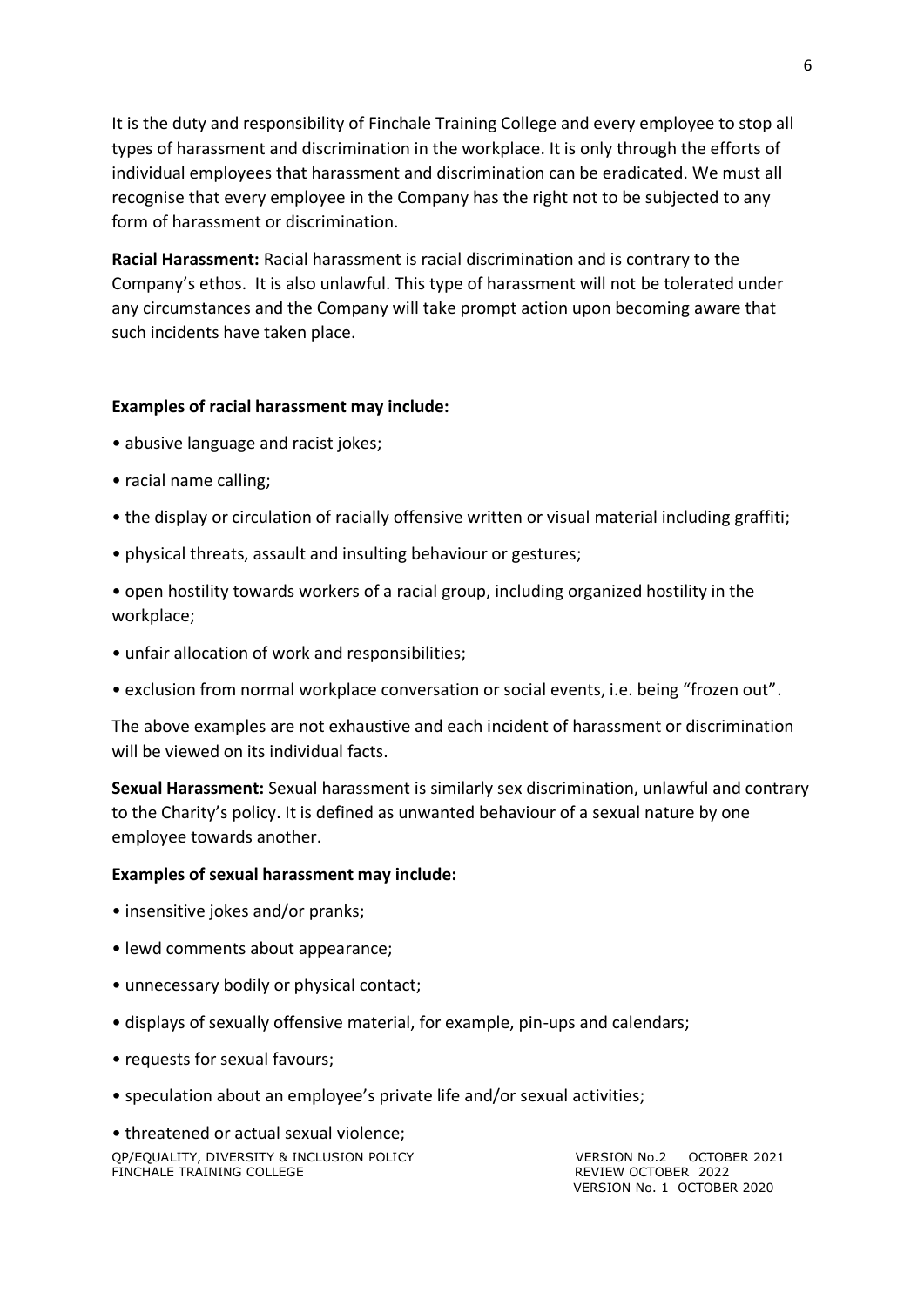It is the duty and responsibility of Finchale Training College and every employee to stop all types of harassment and discrimination in the workplace. It is only through the efforts of individual employees that harassment and discrimination can be eradicated. We must all recognise that every employee in the Company has the right not to be subjected to any form of harassment or discrimination.

**Racial Harassment:** Racial harassment is racial discrimination and is contrary to the Company's ethos. It is also unlawful. This type of harassment will not be tolerated under any circumstances and the Company will take prompt action upon becoming aware that such incidents have taken place.

**Examples of racial harassment may include:**

- abusive language and racist jokes;
- racial name calling;
- the display or circulation of racially offensive written or visual material including graffiti;
- physical threats, assault and insulting behaviour or gestures;
- open hostility towards workers of a racial group, including organized hostility in the workplace;
- unfair allocation of work and responsibilities;
- exclusion from normal workplace conversation or social events, i.e. being "frozen out".

The above examples are not exhaustive and each incident of harassment or discrimination will be viewed on its individual facts.

**Sexual Harassment:** Sexual harassment is similarly sex discrimination, unlawful and contrary to the Charity's policy. It is defined as unwanted behaviour of a sexual nature by one employee towards another.

**Examples of sexual harassment may include:**

- insensitive jokes and/or pranks;
- lewd comments about appearance;
- unnecessary bodily or physical contact;
- displays of sexually offensive material, for example, pin-ups and calendars;
- requests for sexual favours;
- speculation about an employee's private life and/or sexual activities;
- threatened or actual sexual violence;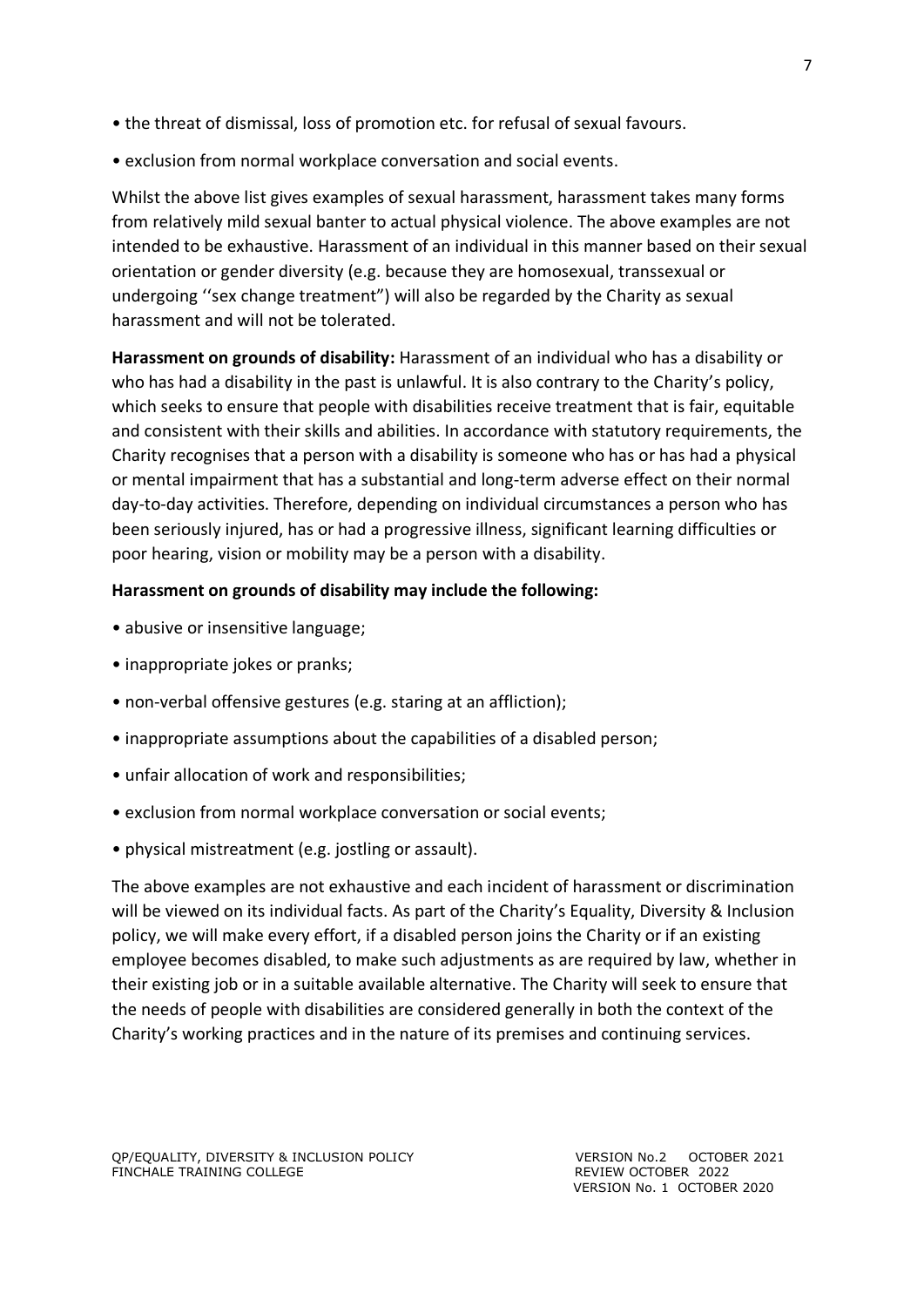- the threat of dismissal, loss of promotion etc. for refusal of sexual favours.
- exclusion from normal workplace conversation and social events.

Whilst the above list gives examples of sexual harassment, harassment takes many forms from relatively mild sexual banter to actual physical violence. The above examples are not intended to be exhaustive. Harassment of an individual in this manner based on their sexual orientation or gender diversity (e.g. because they are homosexual, transsexual or undergoing ''sex change treatment") will also be regarded by the Charity as sexual harassment and will not be tolerated.

**Harassment on grounds of disability:** Harassment of an individual who has a disability or who has had a disability in the past is unlawful. It is also contrary to the Charity's policy, which seeks to ensure that people with disabilities receive treatment that is fair, equitable and consistent with their skills and abilities. In accordance with statutory requirements, the Charity recognises that a person with a disability is someone who has or has had a physical or mental impairment that has a substantial and long-term adverse effect on their normal day-to-day activities. Therefore, depending on individual circumstances a person who has been seriously injured, has or had a progressive illness, significant learning difficulties or poor hearing, vision or mobility may be a person with a disability.

**Harassment on grounds of disability may include the following:**

- abusive or insensitive language;
- inappropriate jokes or pranks;
- non-verbal offensive gestures (e.g. staring at an affliction);
- inappropriate assumptions about the capabilities of a disabled person;
- unfair allocation of work and responsibilities;
- exclusion from normal workplace conversation or social events;
- physical mistreatment (e.g. jostling or assault).

The above examples are not exhaustive and each incident of harassment or discrimination will be viewed on its individual facts. As part of the Charity's Equality, Diversity & Inclusion policy, we will make every effort, if a disabled person joins the Charity or if an existing employee becomes disabled, to make such adjustments as are required by law, whether in their existing job or in a suitable available alternative. The Charity will seek to ensure that the needs of people with disabilities are considered generally in both the context of the Charity's working practices and in the nature of its premises and continuing services.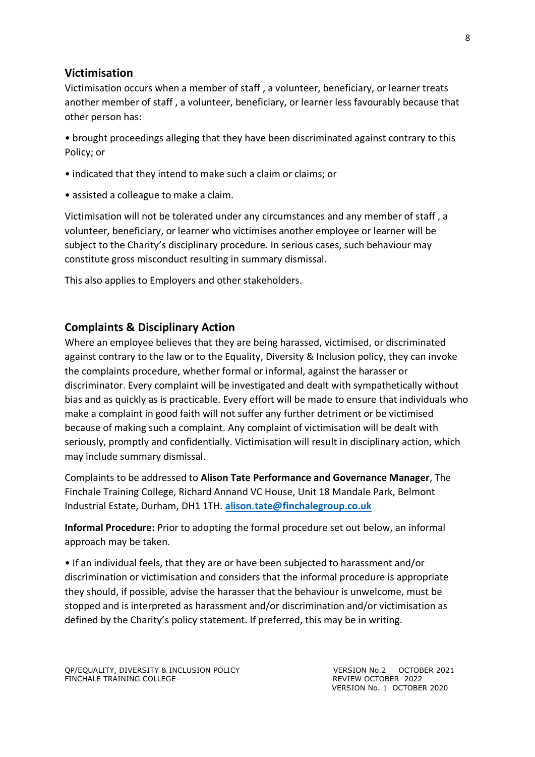## Victimisation

Victimisation occurs when a member of staff , a volunteer, beneficiary, or learner treats another member of staff , a volunteer, beneficiary, or learner less favourably because that other person has:

- brought proceedings alleging that they have been discriminated against contrary to this Policy; or
- indicated that they intend to make such a claim or claims; or
- assisted a colleague to make a claim.

Victimisation will not be tolerated under any circumstances and any member of staff , a volunteer, beneficiary, or learner who victimises another employee or learner will be subject to the Charity's disciplinary procedure. In serious cases, such behaviour may constitute gross misconduct resulting in summary dismissal.

This also applies to Employers and other stakeholders.

## Complaints & Disciplinary Action

Where an employee believes that they are being harassed, victimised, or discriminated against contrary to the law or to the Equality, Diversity & Inclusion policy, they can invoke the complaints procedure, whether formal or informal, against the harasser or discriminator. Every complaint will be investigated and dealt with sympathetically without bias and as quickly as is practicable. Every effort will be made to ensure that individuals who make a complaint in good faith will not suffer any further detriment or be victimised because of making such a complaint. Any complaint of victimisation will be dealt with seriously, promptly and confidentially. Victimisation will result in disciplinary action, which may include summary dismissal.

Complaints to be addressed to **Alison Tate Performance and Governance Manager**, The Finchale Training College, Richard Annand VC House, Unit 18 Mandale Park, Belmont Industrial Estate, Durham, DH1 1TH. **alison.tate@finchalegroup.co.uk**

**Informal Procedure:** Prior to adopting the formal procedure set out below, an informal approach may be taken.

- If an individual feels, that they are or have been subjected to harassment and/or discrimination or victimisation and considers that the informal procedure is appropriate they should, if possible, advise the harasser that the behaviour is unwelcome, must be stopped and is interpreted as harassment and/or discrimination and/or victimisation as defined by the Charity's policy statement. If preferred, this may be in writing.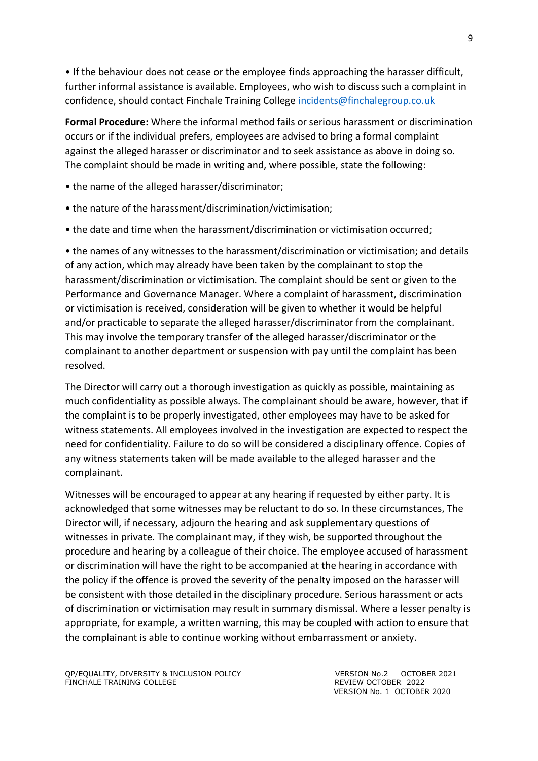• If the behaviour does not cease or the employee finds approaching the harasser difficult, further informal assistance is available. Employees, who wish to discuss such a complaint in confidence, should contact Finchale Training College incidents@finchalegroup.co.uk

**Formal Procedure:** Where the informal method fails or serious harassment or discrimination occurs or if the individual prefers, employees are advised to bring a formal complaint against the alleged harasser or discriminator and to seek assistance as above in doing so. The complaint should be made in writing and, where possible, state the following:

• the name of the alleged harasser/discriminator;

• the nature of the harassment/discrimination/victimisation;

• the date and time when the harassment/discrimination or victimisation occurred;

• the names of any witnesses to the harassment/discrimination or victimisation; and details of any action, which may already have been taken by the complainant to stop the harassment/discrimination or victimisation. The complaint should be sent or given to the Performance and Governance Manager. Where a complaint of harassment, discrimination or victimisation is received, consideration will be given to whether it would be helpful and/or practicable to separate the alleged harasser/discriminator from the complainant. This may involve the temporary transfer of the alleged harasser/discriminator or the complainant to another department or suspension with pay until the complaint has been resolved.

The Director will carry out a thorough investigation as quickly as possible, maintaining as much confidentiality as possible always. The complainant should be aware, however, that if the complaint is to be properly investigated, other employees may have to be asked for witness statements. All employees involved in the investigation are expected to respect the need for confidentiality. Failure to do so will be considered a disciplinary offence. Copies of any witness statements taken will be made available to the alleged harasser and the complainant.

Witnesses will be encouraged to appear at any hearing if requested by either party. It is acknowledged that some witnesses may be reluctant to do so. In these circumstances, The Director will, if necessary, adjourn the hearing and ask supplementary questions of witnesses in private. The complainant may, if they wish, be supported throughout the procedure and hearing by a colleague of their choice. The employee accused of harassment or discrimination will have the right to be accompanied at the hearing in accordance with the policy if the offence is proved the severity of the penalty imposed on the harasser will be consistent with those detailed in the disciplinary procedure. Serious harassment or acts of discrimination or victimisation may result in summary dismissal. Where a lesser penalty is appropriate, for example, a written warning, this may be coupled with action to ensure that the complainant is able to continue working without embarrassment or anxiety.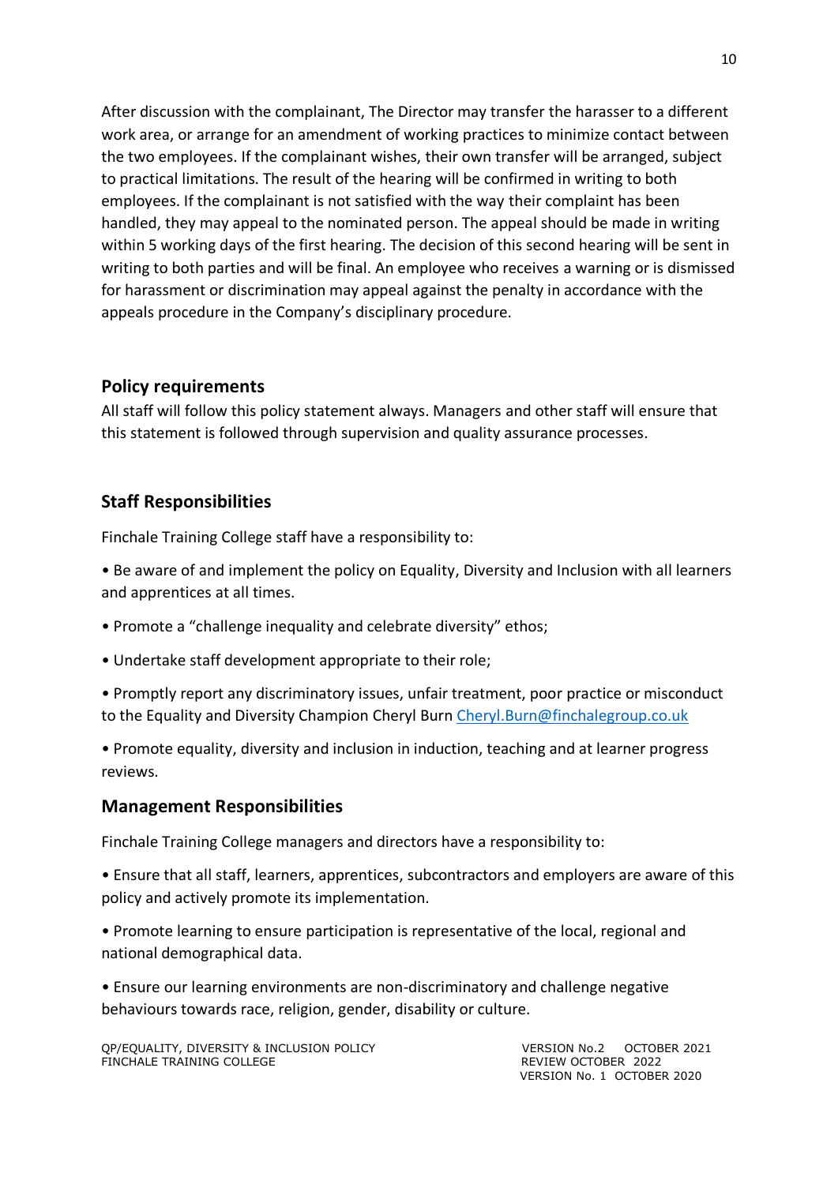After discussion with the complainant, The Director may transfer the harasser to a different work area, or arrange for an amendment of working practices to minimize contact between the two employees. If the complainant wishes, their own transfer will be arranged, subject to practical limitations. The result of the hearing will be confirmed in writing to both employees. If the complainant is not satisfied with the way their complaint has been handled, they may appeal to the nominated person. The appeal should be made in writing within 5 working days of the first hearing. The decision of this second hearing will be sent in writing to both parties and will be final. An employee who receives a warning or is dismissed for harassment or discrimination may appeal against the penalty in accordance with the appeals procedure in the Company's disciplinary procedure.

## Policy requirements

All staff will follow this policy statement always. Managers and other staff will ensure that this statement is followed through supervision and quality assurance processes.

## Staff Responsibilities

Finchale Training College staff have a responsibility to:

• Be aware of and implement the policy on Equality, Diversity and Inclusion with all learners and apprentices at all times.

• Promote a "challenge inequality and celebrate diversity" ethos;

• Undertake staff development appropriate to their role;

• Promptly report any discriminatory issues, unfair treatment, poor practice or misconduct to the Equality and Diversity Champion Cheryl Burn Cheryl.Burn@finchalegroup.co.uk

• Promote equality, diversity and inclusion in induction, teaching and at learner progress reviews.

## Management Responsibilities

Finchale Training College managers and directors have a responsibility to:

• Ensure that all staff, learners, apprentices, subcontractors and employers are aware of this policy and actively promote its implementation.

• Promote learning to ensure participation is representative of the local, regional and national demographical data.

• Ensure our learning environments are non-discriminatory and challenge negative behaviours towards race, religion, gender, disability or culture.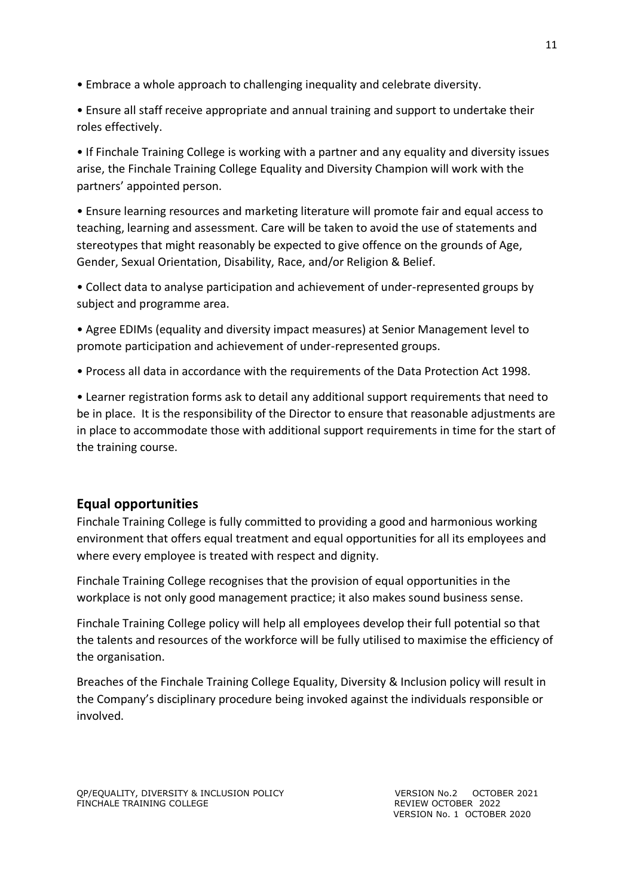- Embrace a whole approach to challenging inequality and celebrate diversity.
- Ensure all staff receive appropriate and annual training and support to undertake their roles effectively.
- If Finchale Training College is working with a partner and any equality and diversity issues arise, the Finchale Training College Equality and Diversity Champion will work with the partners' appointed person.
- Ensure learning resources and marketing literature will promote fair and equal access to teaching, learning and assessment. Care will be taken to avoid the use of statements and stereotypes that might reasonably be expected to give offence on the grounds of Age, Gender, Sexual Orientation, Disability, Race, and/or Religion & Belief.
- Collect data to analyse participation and achievement of under-represented groups by subject and programme area.
- Agree EDIMs (equality and diversity impact measures) at Senior Management level to promote participation and achievement of under-represented groups.
- Process all data in accordance with the requirements of the Data Protection Act 1998.
- Learner registration forms ask to detail any additional support requirements that need to be in place. It is the responsibility of the Director to ensure that reasonable adjustments are in place to accommodate those with additional support requirements in time for the start of the training course.

## Equal opportunities

Finchale Training College is fully committed to providing a good and harmonious working environment that offers equal treatment and equal opportunities for all its employees and where every employee is treated with respect and dignity.

Finchale Training College recognises that the provision of equal opportunities in the workplace is not only good management practice; it also makes sound business sense.

Finchale Training College policy will help all employees develop their full potential so that the talents and resources of the workforce will be fully utilised to maximise the efficiency of the organisation.

Breaches of the Finchale Training College Equality, Diversity & Inclusion policy will result in the Company's disciplinary procedure being invoked against the individuals responsible or involved.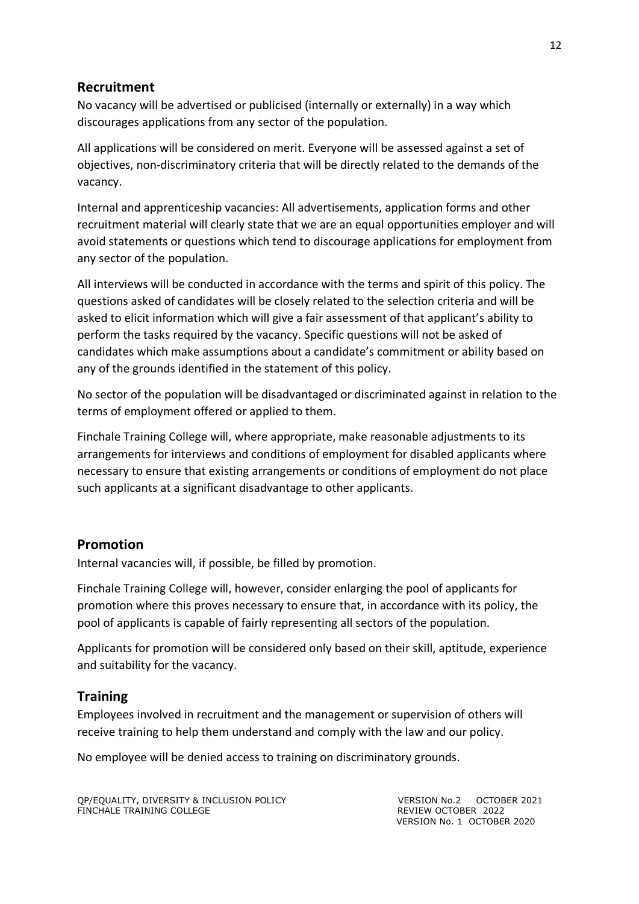## Recruitment

No vacancy will be advertised or publicised (internally or externally) in a way which discourages applications from any sector of the population.

All applications will be considered on merit. Everyone will be assessed against a set of objectives, non-discriminatory criteria that will be directly related to the demands of the vacancy.

Internal and apprenticeship vacancies: All advertisements, application forms and other recruitment material will clearly state that we are an equal opportunities employer and will avoid statements or questions which tend to discourage applications for employment from any sector of the population.

All interviews will be conducted in accordance with the terms and spirit of this policy. The questions asked of candidates will be closely related to the selection criteria and will be asked to elicit information which will give a fair assessment of that applicant's ability to perform the tasks required by the vacancy. Specific questions will not be asked of candidates which make assumptions about a candidate's commitment or ability based on any of the grounds identified in the statement of this policy.

No sector of the population will be disadvantaged or discriminated against in relation to the terms of employment offered or applied to them.

Finchale Training College will, where appropriate, make reasonable adjustments to its arrangements for interviews and conditions of employment for disabled applicants where necessary to ensure that existing arrangements or conditions of employment do not place such applicants at a significant disadvantage to other applicants.

## Promotion

Internal vacancies will, if possible, be filled by promotion.

Finchale Training College will, however, consider enlarging the pool of applicants for promotion where this proves necessary to ensure that, in accordance with its policy, the pool of applicants is capable of fairly representing all sectors of the population.

Applicants for promotion will be considered only based on their skill, aptitude, experience and suitability for the vacancy.

## Training

Employees involved in recruitment and the management or supervision of others will receive training to help them understand and comply with the law and our policy.

No employee will be denied access to training on discriminatory grounds.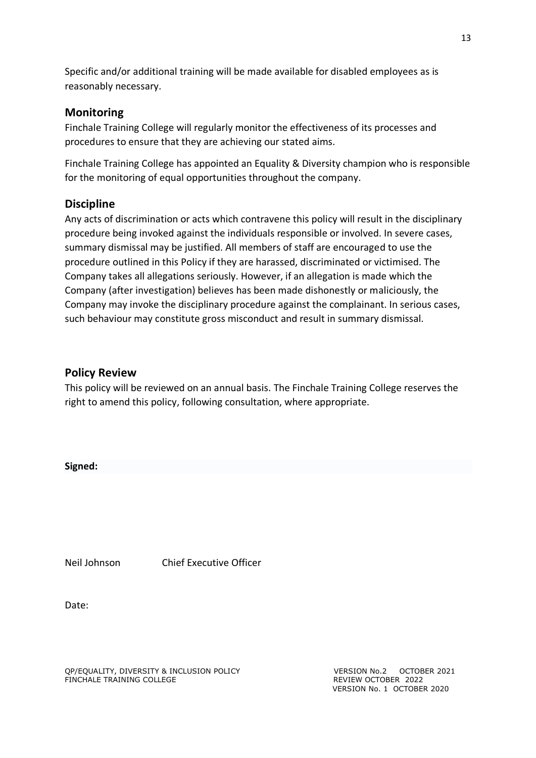Specific and/or additional training will be made available for disabled employees as is reasonably necessary.

## Monitoring

Finchale Training College will regularly monitor the effectiveness of its processes and procedures to ensure that they are achieving our stated aims.

Finchale Training College has appointed an Equality & Diversity champion who is responsible for the monitoring of equal opportunities throughout the company.

## Discipline

Any acts of discrimination or acts which contravene this policy will result in the disciplinary procedure being invoked against the individuals responsible or involved. In severe cases, summary dismissal may be justified. All members of staff are encouraged to use the procedure outlined in this Policy if they are harassed, discriminated or victimised. The Company takes all allegations seriously. However, if an allegation is made which the Company (after investigation) believes has been made dishonestly or maliciously, the Company may invoke the disciplinary procedure against the complainant. In serious cases, such behaviour may constitute gross misconduct and result in summary dismissal.

## Policy Review

This policy will be reviewed on an annual basis. The Finchale Training College reserves the right to amend this policy, following consultation, where appropriate.

**Signed:**

Neil Johnson Chief Executive Officer

Date:

QP/EQUALITY, DIVERSITY & INCLUSION POLICY VERSION No.2 OCTOBER 2021
FINCHALE TRAINING COLLEGE REVIEW OCTOBER 2022
VERSION No. 1 OCTOBER 2020